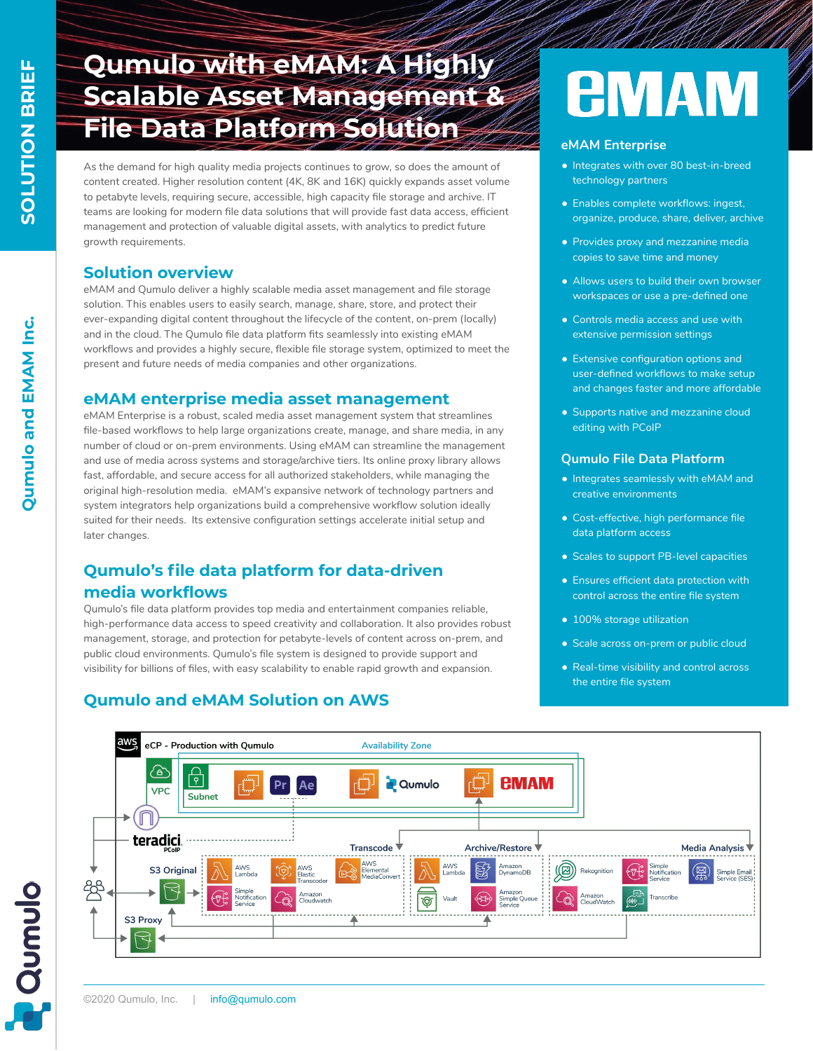# Qumulo with eMAM: A Highly Scalable Asset Management & File Data Platform Solution

As the demand for high quality media projects continues to grow, so does the amount of content created. Higher resolution content (4K, 8K and 16K) quickly expands asset volume to petabyte levels, requiring secure, accessible, high capacity file storage and archive. IT teams are looking for modern file data solutions that will provide fast data access, efficient management and protection of valuable digital assets, with analytics to predict future growth requirements.

## Solution overview

eMAM and Qumulo deliver a highly scalable media asset management and file storage solution. This enables users to easily search, manage, share, store, and protect their ever-expanding digital content throughout the lifecycle of the content, on-prem (locally) and in the cloud. The Qumulo file data platform fits seamlessly into existing eMAM workflows and provides a highly secure, flexible file storage system, optimized to meet the present and future needs of media companies and other organizations.

## eMAM enterprise media asset management

eMAM Enterprise is a robust, scaled media asset management system that streamlines file-based workflows to help large organizations create, manage, and share media, in any number of cloud or on-prem environments. Using eMAM can streamline the management and use of media across systems and storage/archive tiers. Its online proxy library allows fast, affordable, and secure access for all authorized stakeholders, while managing the original high-resolution media. eMAM's expansive network of technology partners and system integrators help organizations build a comprehensive workflow solution ideally suited for their needs. Its extensive configuration settings accelerate initial setup and later changes.

## Qumulo's file data platform for data-driven media workflows

Qumulo's file data platform provides top media and entertainment companies reliable, high-performance data access to speed creativity and collaboration. It also provides robust management, storage, and protection for petabyte-levels of content across on-prem, and public cloud environments. Qumulo's file system is designed to provide support and visibility for billions of files, with easy scalability to enable rapid growth and expansion.

### eMAM Enterprise

- Integrates with over 80 best-in-breed technology partners
- Enables complete workflows: ingest, organize, produce, share, deliver, archive
- Provides proxy and mezzanine media copies to save time and money
- Allows users to build their own browser workspaces or use a pre-defined one
- Controls media access and use with extensive permission settings
- Extensive configuration options and user-defined workflows to make setup and changes faster and more affordable
- Supports native and mezzanine cloud editing with PCoIP

### Qumulo File Data Platform

- Integrates seamlessly with eMAM and creative environments
- Cost-effective, high performance file data platform access
- Scales to support PB-level capacities
- Ensures efficient data protection with control across the entire file system
- 100% storage utilization
- Scale across on-prem or public cloud
- Real-time visibility and control across the entire file system

## Qumulo and eMAM Solution on AWS

eCP - Production with Qumulo | Availability Zone | VPC | Subnet | Pr | Ae | Qumulo | eMAM | teradici PCoIP | Transcode | Archive/Restore | Media Analysis | S3 Original | S3 Proxy | AWS Lambda | AWS Elastic Transcoder | AWS Elemental MediaConvert | Simple Notification Service | Amazon Cloudwatch | AWS Lambda | Amazon DynamoDB | Vault | Amazon Simple Queue Service | Rekognition | Simple Notification Service | Simple Email Service (SES) | Amazon CloudWatch | Transcribe

©2020 Qumulo, Inc. | info@qumulo.com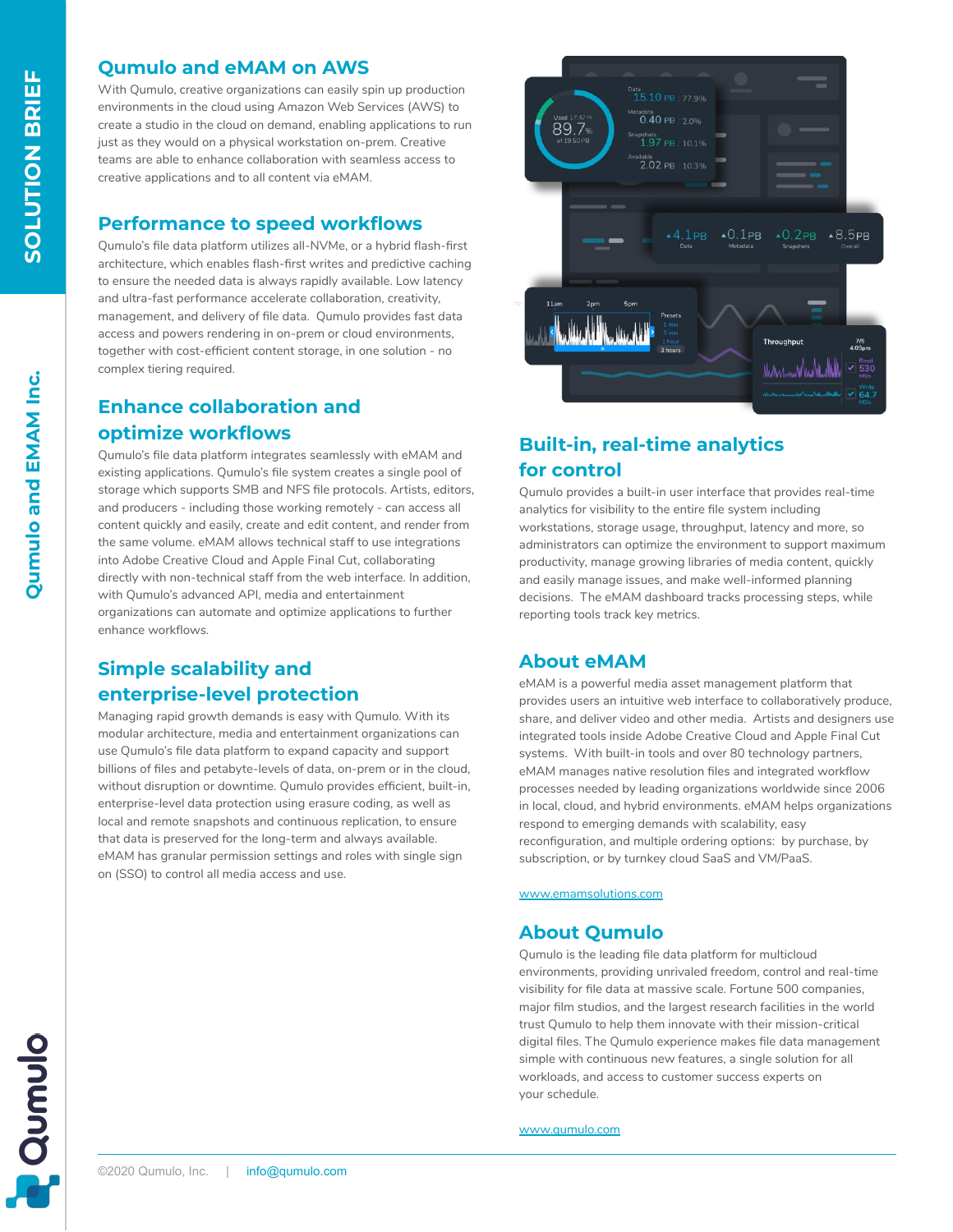## Qumulo and eMAM on AWS

With Qumulo, creative organizations can easily spin up production environments in the cloud using Amazon Web Services (AWS) to create a studio in the cloud on demand, enabling applications to run just as they would on a physical workstation on-prem. Creative teams are able to enhance collaboration with seamless access to creative applications and to all content via eMAM.

## Performance to speed workflows

Qumulo's file data platform utilizes all-NVMe, or a hybrid flash-first architecture, which enables flash-first writes and predictive caching to ensure the needed data is always rapidly available. Low latency and ultra-fast performance accelerate collaboration, creativity, management, and delivery of file data. Qumulo provides fast data access and powers rendering in on-prem or cloud environments, together with cost-efficient content storage, in one solution - no complex tiering required.

## Enhance collaboration and optimize workflows

Qumulo's file data platform integrates seamlessly with eMAM and existing applications. Qumulo's file system creates a single pool of storage which supports SMB and NFS file protocols. Artists, editors, and producers - including those working remotely - can access all content quickly and easily, create and edit content, and render from the same volume. eMAM allows technical staff to use integrations into Adobe Creative Cloud and Apple Final Cut, collaborating directly with non-technical staff from the web interface. In addition, with Qumulo's advanced API, media and entertainment organizations can automate and optimize applications to further enhance workflows.

## Simple scalability and enterprise-level protection

Managing rapid growth demands is easy with Qumulo. With its modular architecture, media and entertainment organizations can use Qumulo's file data platform to expand capacity and support billions of files and petabyte-levels of data, on-prem or in the cloud, without disruption or downtime. Qumulo provides efficient, built-in, enterprise-level data protection using erasure coding, as well as local and remote snapshots and continuous replication, to ensure that data is preserved for the long-term and always available. eMAM has granular permission settings and roles with single sign on (SSO) to control all media access and use.

## Built-in, real-time analytics for control

Qumulo provides a built-in user interface that provides real-time analytics for visibility to the entire file system including workstations, storage usage, throughput, latency and more, so administrators can optimize the environment to support maximum productivity, manage growing libraries of media content, quickly and easily manage issues, and make well-informed planning decisions. The eMAM dashboard tracks processing steps, while reporting tools track key metrics.

## About eMAM

eMAM is a powerful media asset management platform that provides users an intuitive web interface to collaboratively produce, share, and deliver video and other media. Artists and designers use integrated tools inside Adobe Creative Cloud and Apple Final Cut systems. With built-in tools and over 80 technology partners, eMAM manages native resolution files and integrated workflow processes needed by leading organizations worldwide since 2006 in local, cloud, and hybrid environments. eMAM helps organizations respond to emerging demands with scalability, easy reconfiguration, and multiple ordering options: by purchase, by subscription, or by turnkey cloud SaaS and VM/PaaS.

www.emamsolutions.com

## About Qumulo

Qumulo is the leading file data platform for multicloud environments, providing unrivaled freedom, control and real-time visibility for file data at massive scale. Fortune 500 companies, major film studios, and the largest research facilities in the world trust Qumulo to help them innovate with their mission-critical digital files. The Qumulo experience makes file data management simple with continuous new features, a single solution for all workloads, and access to customer success experts on your schedule.

www.qumulo.com

©2020 Qumulo, Inc. | info@qumulo.com